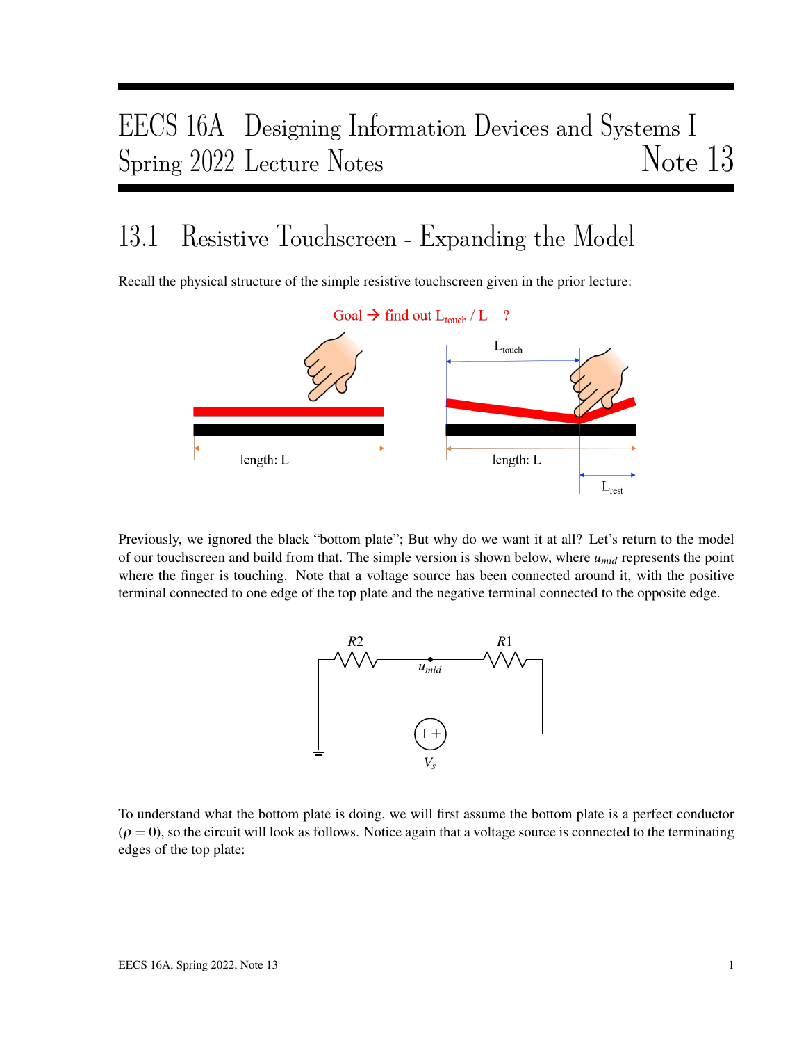# EECS 16A Designing Information Devices and Systems I
# Spring 2022 Lecture Notes Note 13

## 13.1 Resistive Touchscreen - Expanding the Model

Recall the physical structure of the simple resistive touchscreen given in the prior lecture:

Previously, we ignored the black "bottom plate"; But why do we want it at all? Let's return to the model of our touchscreen and build from that. The simple version is shown below, where $u_{mid}$ represents the point where the finger is touching. Note that a voltage source has been connected around it, with the positive terminal connected to one edge of the top plate and the negative terminal connected to the opposite edge.

To understand what the bottom plate is doing, we will first assume the bottom plate is a perfect conductor ($\rho = 0$), so the circuit will look as follows. Notice again that a voltage source is connected to the terminating edges of the top plate: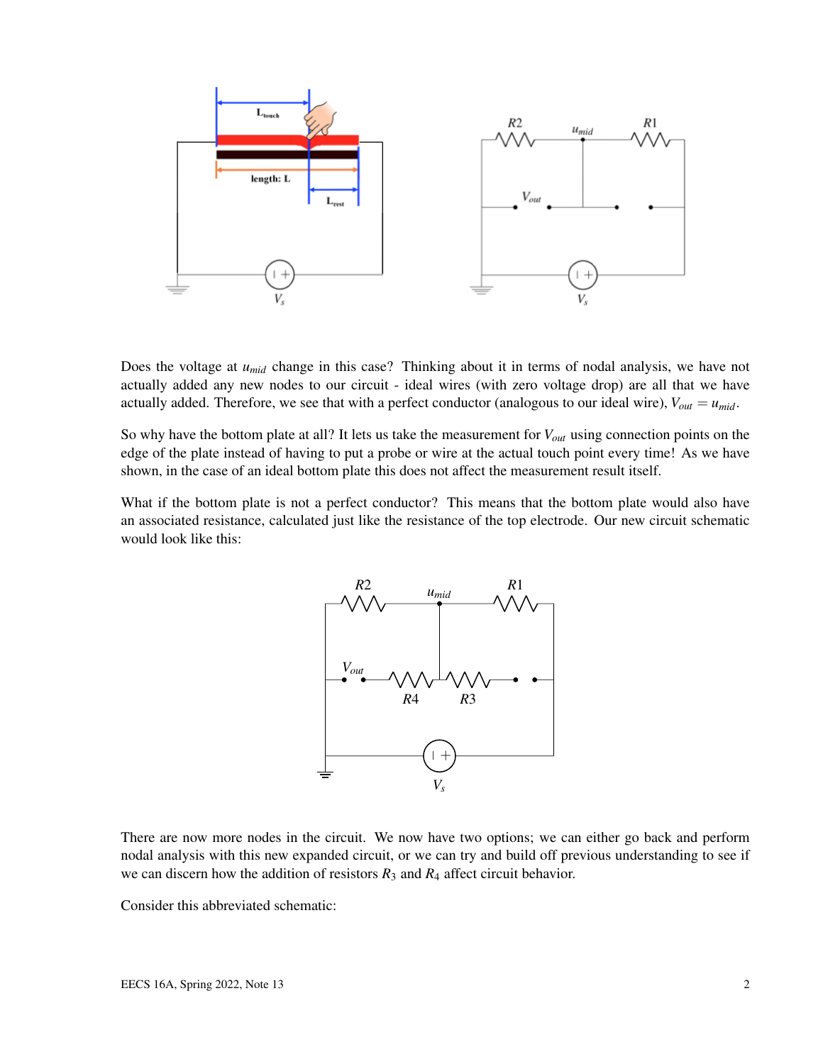Does the voltage at $u_{mid}$ change in this case? Thinking about it in terms of nodal analysis, we have not actually added any new nodes to our circuit - ideal wires (with zero voltage drop) are all that we have actually added. Therefore, we see that with a perfect conductor (analogous to our ideal wire), $V_{out} = u_{mid}$.

So why have the bottom plate at all? It lets us take the measurement for $V_{out}$ using connection points on the edge of the plate instead of having to put a probe or wire at the actual touch point every time! As we have shown, in the case of an ideal bottom plate this does not affect the measurement result itself.

What if the bottom plate is not a perfect conductor? This means that the bottom plate would also have an associated resistance, calculated just like the resistance of the top electrode. Our new circuit schematic would look like this:

There are now more nodes in the circuit. We now have two options; we can either go back and perform nodal analysis with this new expanded circuit, or we can try and build off previous understanding to see if we can discern how the addition of resistors $R_3$ and $R_4$ affect circuit behavior.

Consider this abbreviated schematic: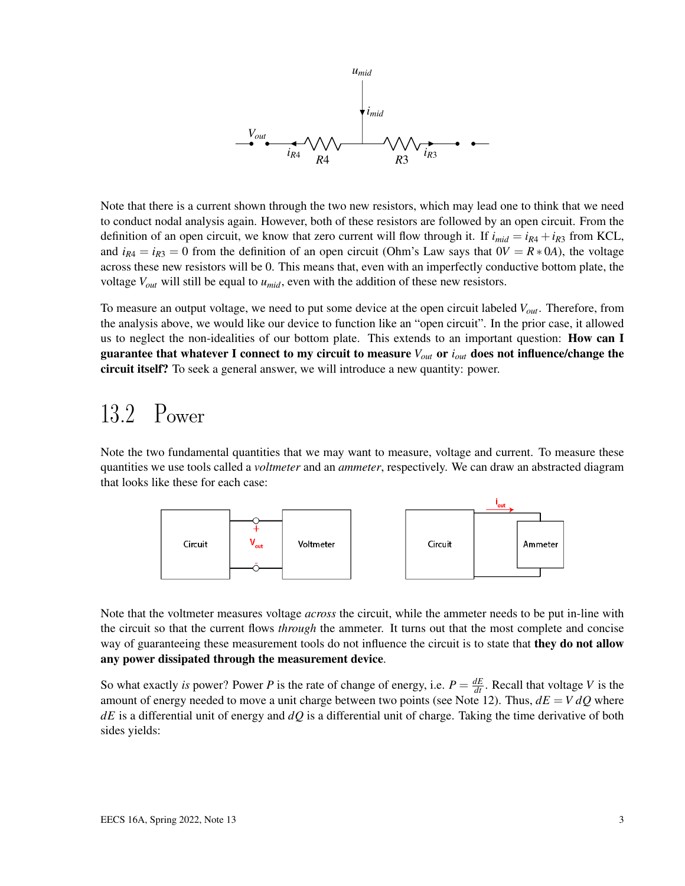Note that there is a current shown through the two new resistors, which may lead one to think that we need to conduct nodal analysis again. However, both of these resistors are followed by an open circuit. From the definition of an open circuit, we know that zero current will flow through it. If $i_{mid} = i_{R4} + i_{R3}$ from KCL, and $i_{R4} = i_{R3} = 0$ from the definition of an open circuit (Ohm's Law says that $0V = R * 0A$), the voltage across these new resistors will be 0. This means that, even with an imperfectly conductive bottom plate, the voltage $V_{out}$ will still be equal to $u_{mid}$, even with the addition of these new resistors.

To measure an output voltage, we need to put some device at the open circuit labeled $V_{out}$. Therefore, from the analysis above, we would like our device to function like an "open circuit". In the prior case, it allowed us to neglect the non-idealities of our bottom plate. This extends to an important question: **How can I guarantee that whatever I connect to my circuit to measure $V_{out}$ or $i_{out}$ does not influence/change the circuit itself?** To seek a general answer, we will introduce a new quantity: power.

## 13.2 Power

Note the two fundamental quantities that we may want to measure, voltage and current. To measure these quantities we use tools called a *voltmeter* and an *ammeter*, respectively. We can draw an abstracted diagram that looks like these for each case:

Note that the voltmeter measures voltage *across* the circuit, while the ammeter needs to be put in-line with the circuit so that the current flows *through* the ammeter. It turns out that the most complete and concise way of guaranteeing these measurement tools do not influence the circuit is to state that **they do not allow any power dissipated through the measurement device**.

So what exactly *is* power? Power $P$ is the rate of change of energy, i.e. $P = \frac{dE}{dt}$. Recall that voltage $V$ is the amount of energy needed to move a unit charge between two points (see Note 12). Thus, $dE = V\,dQ$ where $dE$ is a differential unit of energy and $dQ$ is a differential unit of charge. Taking the time derivative of both sides yields: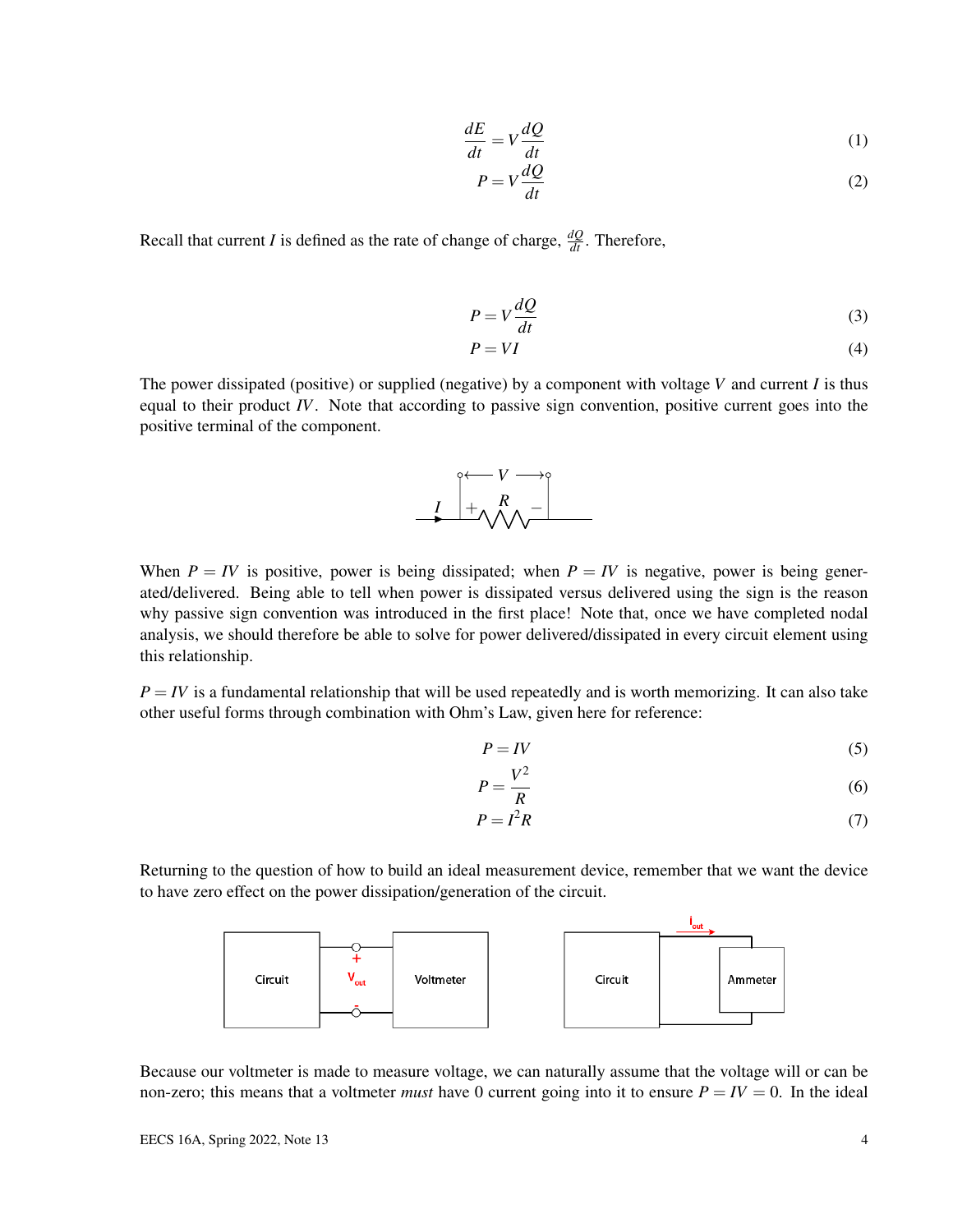$$\frac{dE}{dt} = V\frac{dQ}{dt} \tag{1}$$

$$P = V\frac{dQ}{dt} \tag{2}$$

Recall that current $I$ is defined as the rate of change of charge, $\frac{dQ}{dt}$. Therefore,

$$P = V\frac{dQ}{dt} \tag{3}$$

$$P = VI \tag{4}$$

The power dissipated (positive) or supplied (negative) by a component with voltage $V$ and current $I$ is thus equal to their product $IV$. Note that according to passive sign convention, positive current goes into the positive terminal of the component.

When $P = IV$ is positive, power is being dissipated; when $P = IV$ is negative, power is being generated/delivered. Being able to tell when power is dissipated versus delivered using the sign is the reason why passive sign convention was introduced in the first place! Note that, once we have completed nodal analysis, we should therefore be able to solve for power delivered/dissipated in every circuit element using this relationship.

$P = IV$ is a fundamental relationship that will be used repeatedly and is worth memorizing. It can also take other useful forms through combination with Ohm's Law, given here for reference:

$$P = IV \tag{5}$$

$$P = \frac{V^2}{R} \tag{6}$$

$$P = I^2R \tag{7}$$

Returning to the question of how to build an ideal measurement device, remember that we want the device to have zero effect on the power dissipation/generation of the circuit.

Because our voltmeter is made to measure voltage, we can naturally assume that the voltage will or can be non-zero; this means that a voltmeter *must* have 0 current going into it to ensure $P = IV = 0$. In the ideal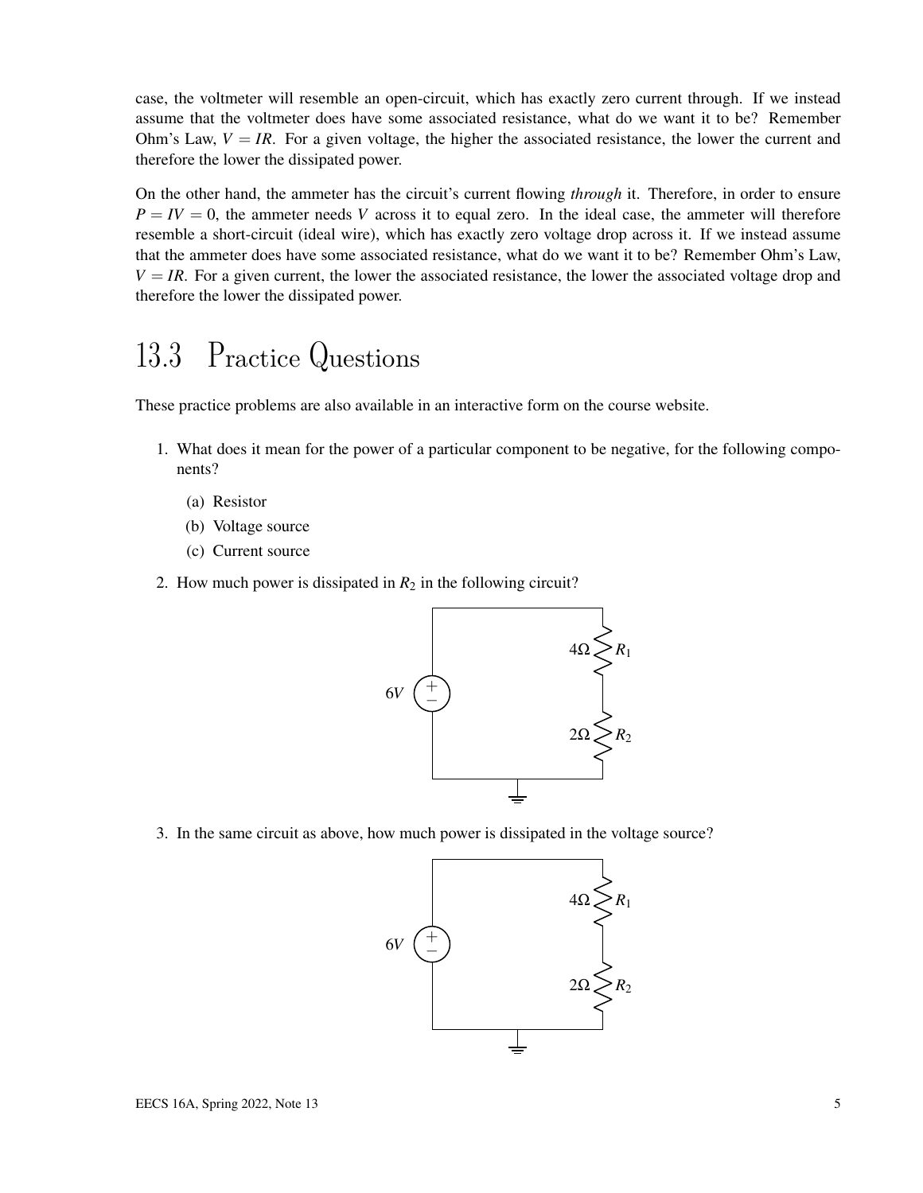case, the voltmeter will resemble an open-circuit, which has exactly zero current through. If we instead assume that the voltmeter does have some associated resistance, what do we want it to be? Remember Ohm's Law, $V = IR$. For a given voltage, the higher the associated resistance, the lower the current and therefore the lower the dissipated power.

On the other hand, the ammeter has the circuit's current flowing *through* it. Therefore, in order to ensure $P = IV = 0$, the ammeter needs $V$ across it to equal zero. In the ideal case, the ammeter will therefore resemble a short-circuit (ideal wire), which has exactly zero voltage drop across it. If we instead assume that the ammeter does have some associated resistance, what do we want it to be? Remember Ohm's Law, $V = IR$. For a given current, the lower the associated resistance, the lower the associated voltage drop and therefore the lower the dissipated power.

# 13.3 Practice Questions

These practice problems are also available in an interactive form on the course website.

1. What does it mean for the power of a particular component to be negative, for the following components?
   (a) Resistor
   (b) Voltage source
   (c) Current source
2. How much power is dissipated in $R_2$ in the following circuit?

6$V$ + −

4Ω $R_1$

2Ω $R_2$

3. In the same circuit as above, how much power is dissipated in the voltage source?

6$V$ + −

4Ω $R_1$

2Ω $R_2$